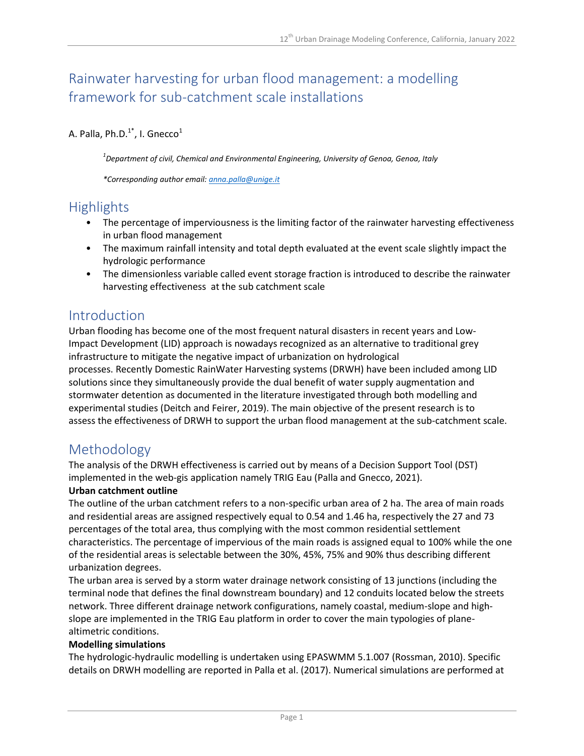# Rainwater harvesting for urban flood management: a modelling framework for sub-catchment scale installations

A. Palla, Ph.D.[1*], I. Gnecco[1]

*[1]Department of civil, Chemical and Environmental Engineering, University of Genoa, Genoa, Italy*

*\*Corresponding author email: anna.palla@unige.it*

## Highlights

- The percentage of imperviousness is the limiting factor of the rainwater harvesting effectiveness in urban flood management
- The maximum rainfall intensity and total depth evaluated at the event scale slightly impact the hydrologic performance
- The dimensionless variable called event storage fraction is introduced to describe the rainwater harvesting effectiveness at the sub catchment scale

## Introduction

Urban flooding has become one of the most frequent natural disasters in recent years and Low-Impact Development (LID) approach is nowadays recognized as an alternative to traditional grey infrastructure to mitigate the negative impact of urbanization on hydrological processes. Recently Domestic RainWater Harvesting systems (DRWH) have been included among LID solutions since they simultaneously provide the dual benefit of water supply augmentation and stormwater detention as documented in the literature investigated through both modelling and experimental studies (Deitch and Feirer, 2019). The main objective of the present research is to assess the effectiveness of DRWH to support the urban flood management at the sub-catchment scale.

## Methodology

The analysis of the DRWH effectiveness is carried out by means of a Decision Support Tool (DST) implemented in the web-gis application namely TRIG Eau (Palla and Gnecco, 2021).

**Urban catchment outline**

The outline of the urban catchment refers to a non-specific urban area of 2 ha. The area of main roads and residential areas are assigned respectively equal to 0.54 and 1.46 ha, respectively the 27 and 73 percentages of the total area, thus complying with the most common residential settlement characteristics. The percentage of impervious of the main roads is assigned equal to 100% while the one of the residential areas is selectable between the 30%, 45%, 75% and 90% thus describing different urbanization degrees.

The urban area is served by a storm water drainage network consisting of 13 junctions (including the terminal node that defines the final downstream boundary) and 12 conduits located below the streets network. Three different drainage network configurations, namely coastal, medium-slope and high-slope are implemented in the TRIG Eau platform in order to cover the main typologies of plane-altimetric conditions.

**Modelling simulations**

The hydrologic-hydraulic modelling is undertaken using EPASWMM 5.1.007 (Rossman, 2010). Specific details on DRWH modelling are reported in Palla et al. (2017). Numerical simulations are performed at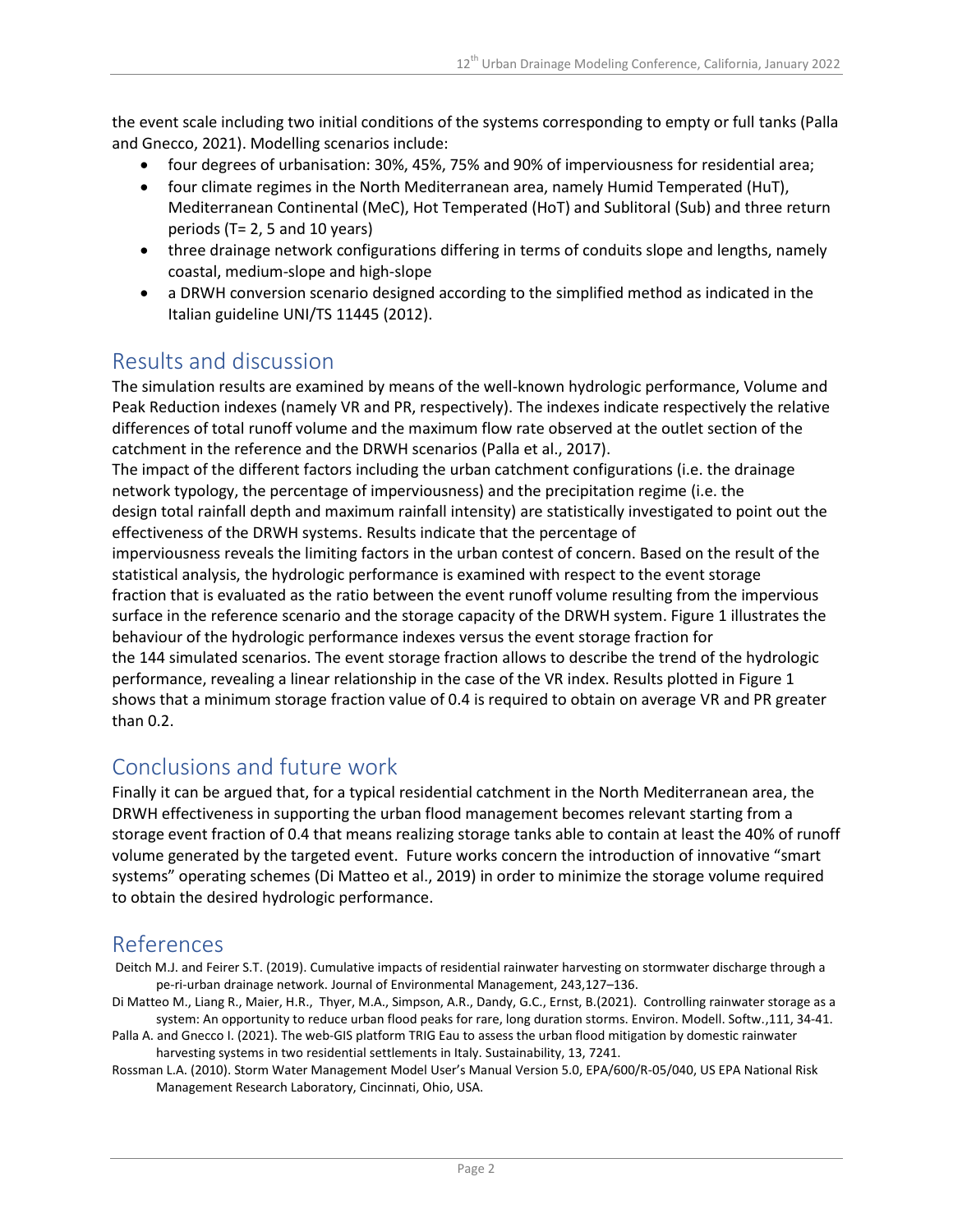the event scale including two initial conditions of the systems corresponding to empty or full tanks (Palla and Gnecco, 2021). Modelling scenarios include:

- four degrees of urbanisation: 30%, 45%, 75% and 90% of imperviousness for residential area;
- four climate regimes in the North Mediterranean area, namely Humid Temperated (HuT), Mediterranean Continental (MeC), Hot Temperated (HoT) and Sublitoral (Sub) and three return periods (T= 2, 5 and 10 years)
- three drainage network configurations differing in terms of conduits slope and lengths, namely coastal, medium-slope and high-slope
- a DRWH conversion scenario designed according to the simplified method as indicated in the Italian guideline UNI/TS 11445 (2012).

## Results and discussion

The simulation results are examined by means of the well-known hydrologic performance, Volume and Peak Reduction indexes (namely VR and PR, respectively). The indexes indicate respectively the relative differences of total runoff volume and the maximum flow rate observed at the outlet section of the catchment in the reference and the DRWH scenarios (Palla et al., 2017).

The impact of the different factors including the urban catchment configurations (i.e. the drainage network typology, the percentage of imperviousness) and the precipitation regime (i.e. the design total rainfall depth and maximum rainfall intensity) are statistically investigated to point out the effectiveness of the DRWH systems. Results indicate that the percentage of imperviousness reveals the limiting factors in the urban contest of concern. Based on the result of the statistical analysis, the hydrologic performance is examined with respect to the event storage fraction that is evaluated as the ratio between the event runoff volume resulting from the impervious surface in the reference scenario and the storage capacity of the DRWH system. Figure 1 illustrates the behaviour of the hydrologic performance indexes versus the event storage fraction for the 144 simulated scenarios. The event storage fraction allows to describe the trend of the hydrologic performance, revealing a linear relationship in the case of the VR index. Results plotted in Figure 1 shows that a minimum storage fraction value of 0.4 is required to obtain on average VR and PR greater than 0.2.

## Conclusions and future work

Finally it can be argued that, for a typical residential catchment in the North Mediterranean area, the DRWH effectiveness in supporting the urban flood management becomes relevant starting from a storage event fraction of 0.4 that means realizing storage tanks able to contain at least the 40% of runoff volume generated by the targeted event. Future works concern the introduction of innovative "smart systems" operating schemes (Di Matteo et al., 2019) in order to minimize the storage volume required to obtain the desired hydrologic performance.

## References

Deitch M.J. and Feirer S.T. (2019). Cumulative impacts of residential rainwater harvesting on stormwater discharge through a pe-ri-urban drainage network. Journal of Environmental Management, 243,127–136.

Di Matteo M., Liang R., Maier, H.R., Thyer, M.A., Simpson, A.R., Dandy, G.C., Ernst, B.(2021). Controlling rainwater storage as a system: An opportunity to reduce urban flood peaks for rare, long duration storms. Environ. Modell. Softw.,111, 34-41.

Palla A. and Gnecco I. (2021). The web-GIS platform TRIG Eau to assess the urban flood mitigation by domestic rainwater harvesting systems in two residential settlements in Italy. Sustainability, 13, 7241.

Rossman L.A. (2010). Storm Water Management Model User's Manual Version 5.0, EPA/600/R-05/040, US EPA National Risk Management Research Laboratory, Cincinnati, Ohio, USA.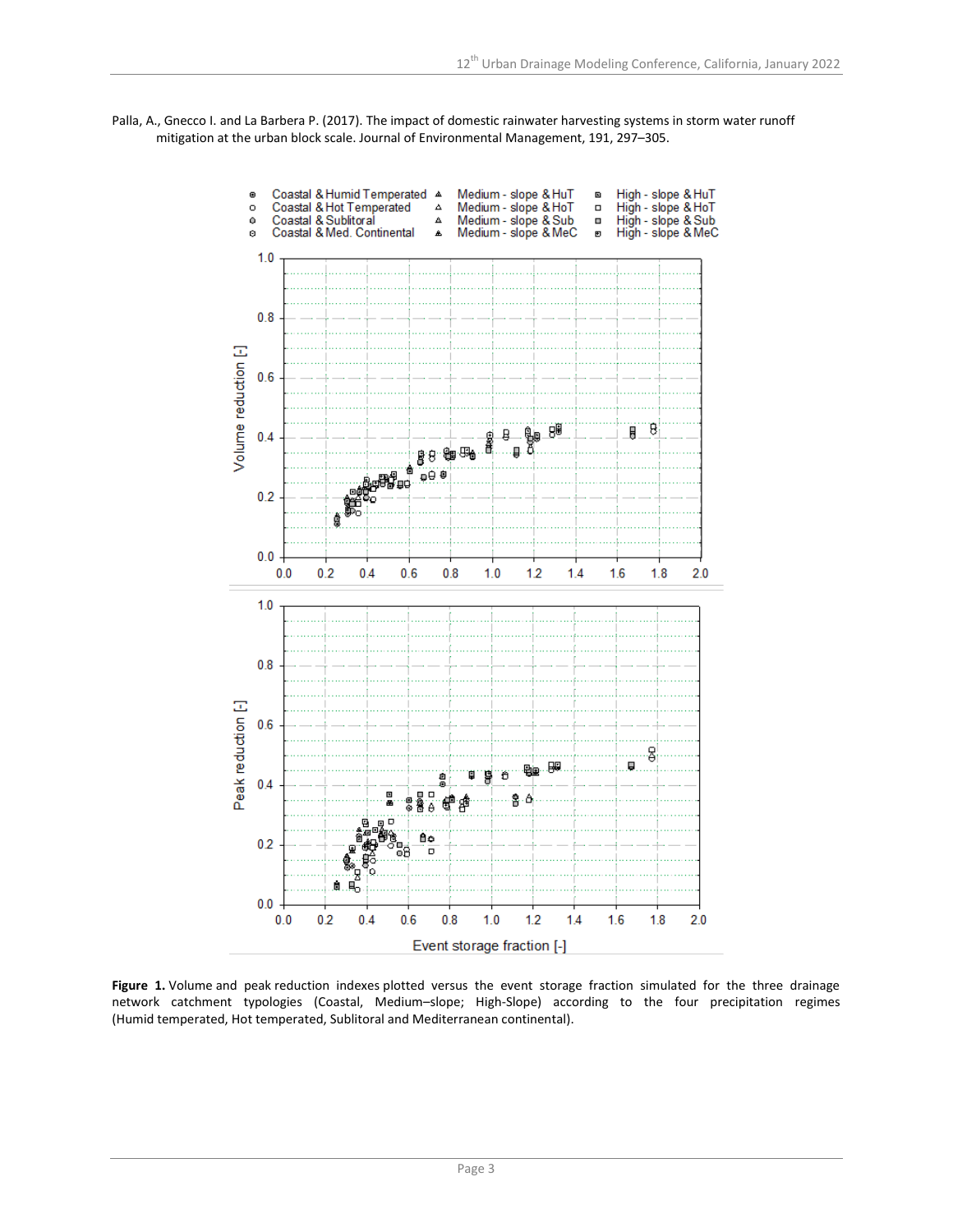Palla, A., Gnecco I. and La Barbera P. (2017). The impact of domestic rainwater harvesting systems in storm water runoff mitigation at the urban block scale. Journal of Environmental Management, 191, 297–305.

Coastal & Humid Temperated
Coastal & Hot Temperated
Coastal & Sublitoral
Coastal & Med. Continental
Medium - slope & HuT
Medium - slope & HoT
Medium - slope & Sub
Medium - slope & MeC
High - slope & HuT
High - slope & HoT
High - slope & Sub
High - slope & MeC

Volume reduction [-]

1.0
0.8
0.6
0.4
0.2
0.0

0.0 0.2 0.4 0.6 0.8 1.0 1.2 1.4 1.6 1.8 2.0

Peak reduction [-]

1.0
0.8
0.6
0.4
0.2
0.0

0.0 0.2 0.4 0.6 0.8 1.0 1.2 1.4 1.6 1.8 2.0

Event storage fraction [-]

**Figure 1.** Volume and peak reduction indexes plotted versus the event storage fraction simulated for the three drainage network catchment typologies (Coastal, Medium–slope; High-Slope) according to the four precipitation regimes (Humid temperated, Hot temperated, Sublitoral and Mediterranean continental).